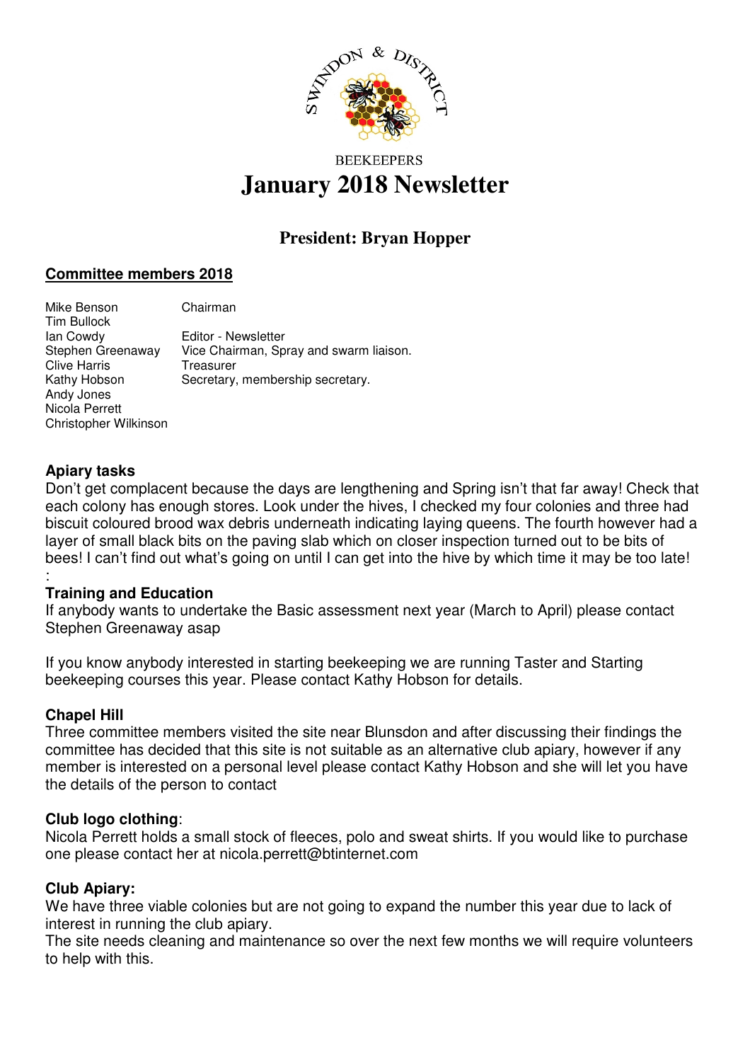SWINDON & DISTRICT

BEEKEEPERS

# January 2018 Newsletter

## President: Bryan Hopper

### Committee members 2018

| | |
|---|---|
| Mike Benson | Chairman |
| Tim Bullock | |
| Ian Cowdy | Editor - Newsletter |
| Stephen Greenaway | Vice Chairman, Spray and swarm liaison. |
| Clive Harris | Treasurer |
| Kathy Hobson | Secretary, membership secretary. |
| Andy Jones | |
| Nicola Perrett | |
| Christopher Wilkinson | |

### Apiary tasks

Don't get complacent because the days are lengthening and Spring isn't that far away! Check that each colony has enough stores. Look under the hives, I checked my four colonies and three had biscuit coloured brood wax debris underneath indicating laying queens. The fourth however had a layer of small black bits on the paving slab which on closer inspection turned out to be bits of bees! I can't find out what's going on until I can get into the hive by which time it may be too late!

:

### Training and Education

If anybody wants to undertake the Basic assessment next year (March to April) please contact Stephen Greenaway asap

If you know anybody interested in starting beekeeping we are running Taster and Starting beekeeping courses this year. Please contact Kathy Hobson for details.

### Chapel Hill

Three committee members visited the site near Blunsdon and after discussing their findings the committee has decided that this site is not suitable as an alternative club apiary, however if any member is interested on a personal level please contact Kathy Hobson and she will let you have the details of the person to contact

### Club logo clothing:

Nicola Perrett holds a small stock of fleeces, polo and sweat shirts. If you would like to purchase one please contact her at nicola.perrett@btinternet.com

### Club Apiary:

We have three viable colonies but are not going to expand the number this year due to lack of interest in running the club apiary.

The site needs cleaning and maintenance so over the next few months we will require volunteers to help with this.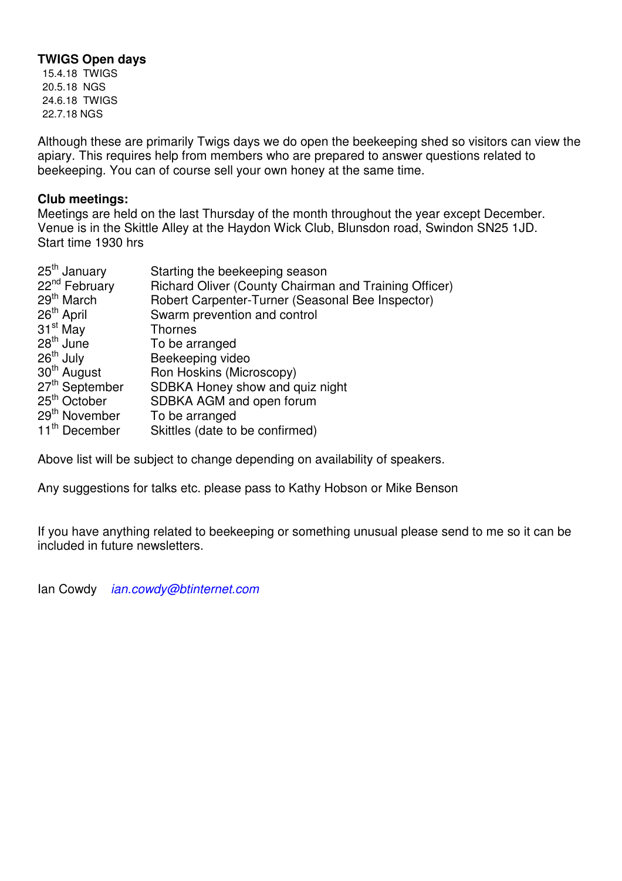**TWIGS Open days**

15.4.18 TWIGS
20.5.18 NGS
24.6.18 TWIGS
22.7.18 NGS

Although these are primarily Twigs days we do open the beekeeping shed so visitors can view the apiary. This requires help from members who are prepared to answer questions related to beekeeping. You can of course sell your own honey at the same time.

**Club meetings:**

Meetings are held on the last Thursday of the month throughout the year except December.
Venue is in the Skittle Alley at the Haydon Wick Club, Blunsdon road, Swindon SN25 1JD.
Start time 1930 hrs

| | |
|---|---|
| 25th January | Starting the beekeeping season |
| 22nd February | Richard Oliver (County Chairman and Training Officer) |
| 29th March | Robert Carpenter-Turner (Seasonal Bee Inspector) |
| 26th April | Swarm prevention and control |
| 31st May | Thornes |
| 28th June | To be arranged |
| 26th July | Beekeeping video |
| 30th August | Ron Hoskins (Microscopy) |
| 27th September | SDBKA Honey show and quiz night |
| 25th October | SDBKA AGM and open forum |
| 29th November | To be arranged |
| 11th December | Skittles (date to be confirmed) |

Above list will be subject to change depending on availability of speakers.

Any suggestions for talks etc. please pass to Kathy Hobson or Mike Benson

If you have anything related to beekeeping or something unusual please send to me so it can be included in future newsletters.

Ian Cowdy *ian.cowdy@btinternet.com*